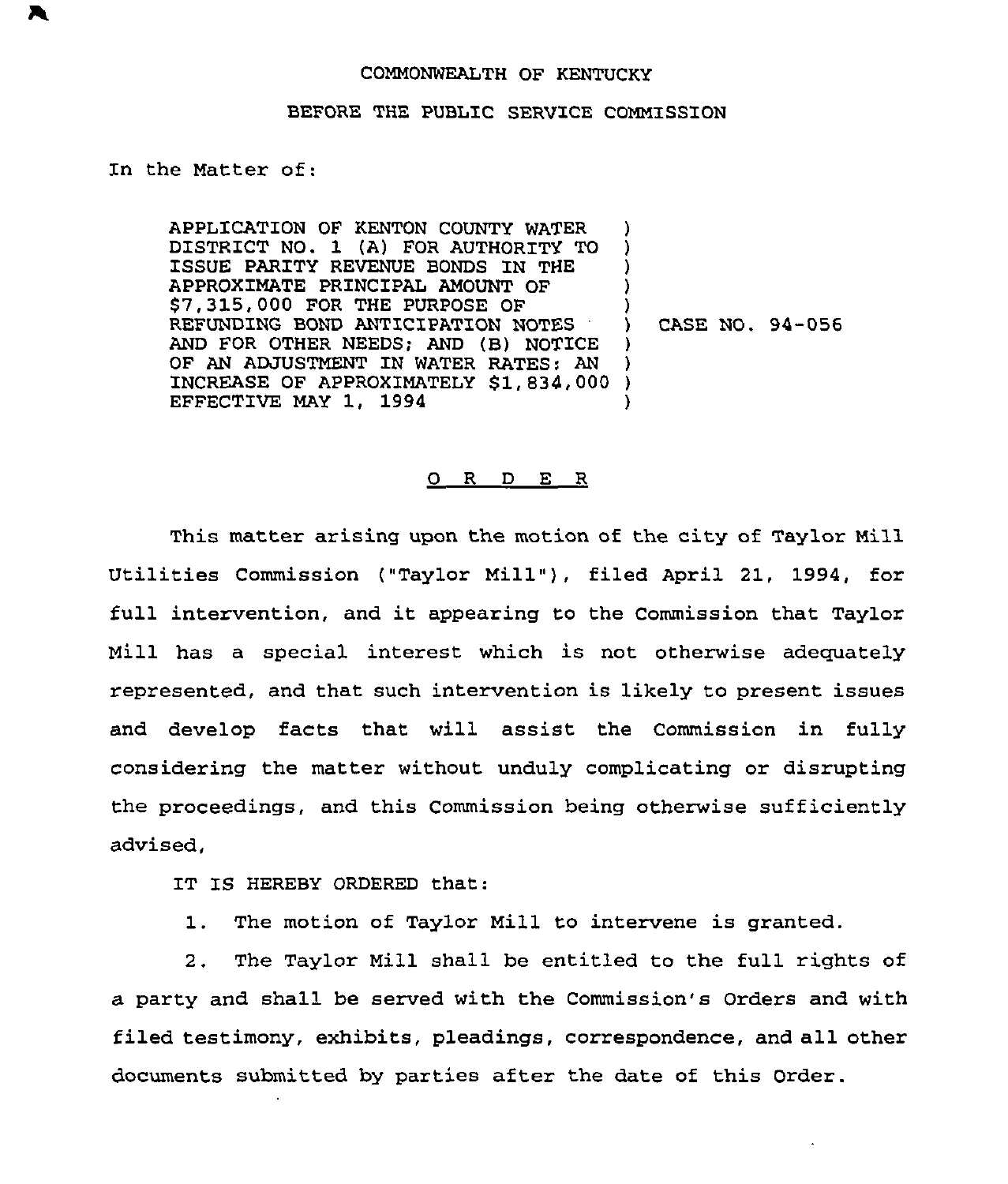COMMONWEALTH OF KENTUCKY

BEFORE THE PUBLIC SERVICE COMMISSION

In the Matter of:

APPLICATION OF KENTON COUNTY WATER DISTRICT NO. 1 (A) FOR AUTHORITY TO ISSUE PARITY REVENUE BONDS IN THE APPROXIMATE PRINCIPAL AMOUNT OF $7,315,000 FOR THE PURPOSE OF REFUNDING BOND ANTICIPATION NOTES AND FOR OTHER NEEDS; AND (B) NOTICE OF AN ADJUSTMENT IN WATER RATES: AN INCREASE OF APPROXIMATELY $1,834,000 EFFECTIVE MAY 1, 1994 ) CASE NO. 94-056

O R D E R

This matter arising upon the motion of the city of Taylor Mill Utilities Commission ("Taylor Mill"), filed April 21, 1994, for full intervention, and it appearing to the Commission that Taylor Mill has a special interest which is not otherwise adequately represented, and that such intervention is likely to present issues and develop facts that will assist the Commission in fully considering the matter without unduly complicating or disrupting the proceedings, and this Commission being otherwise sufficiently advised,

IT IS HEREBY ORDERED that:

1. The motion of Taylor Mill to intervene is granted.

2. The Taylor Mill shall be entitled to the full rights of a party and shall be served with the Commission's Orders and with filed testimony, exhibits, pleadings, correspondence, and all other documents submitted by parties after the date of this Order.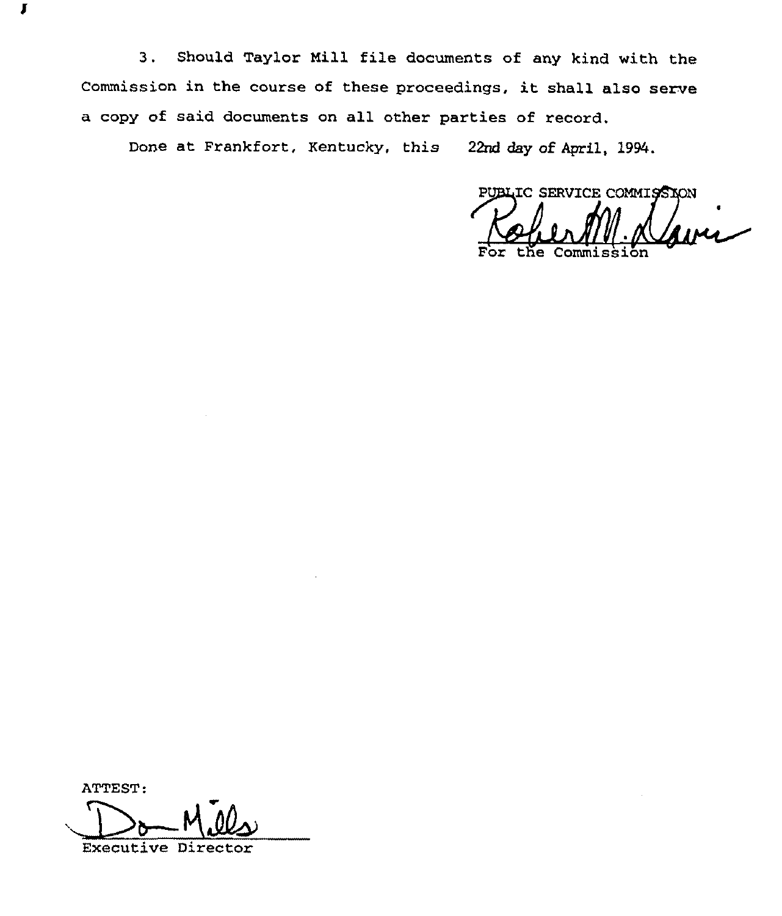3. Should Taylor Mill file documents of any kind with the Commission in the course of these proceedings, it shall also serve a copy of said documents on all other parties of record.

Done at Frankfort, Kentucky, this 22nd day of April, 1994.

PUBLIC SERVICE COMMISSION

For the Commission

ATTEST:

Executive Director